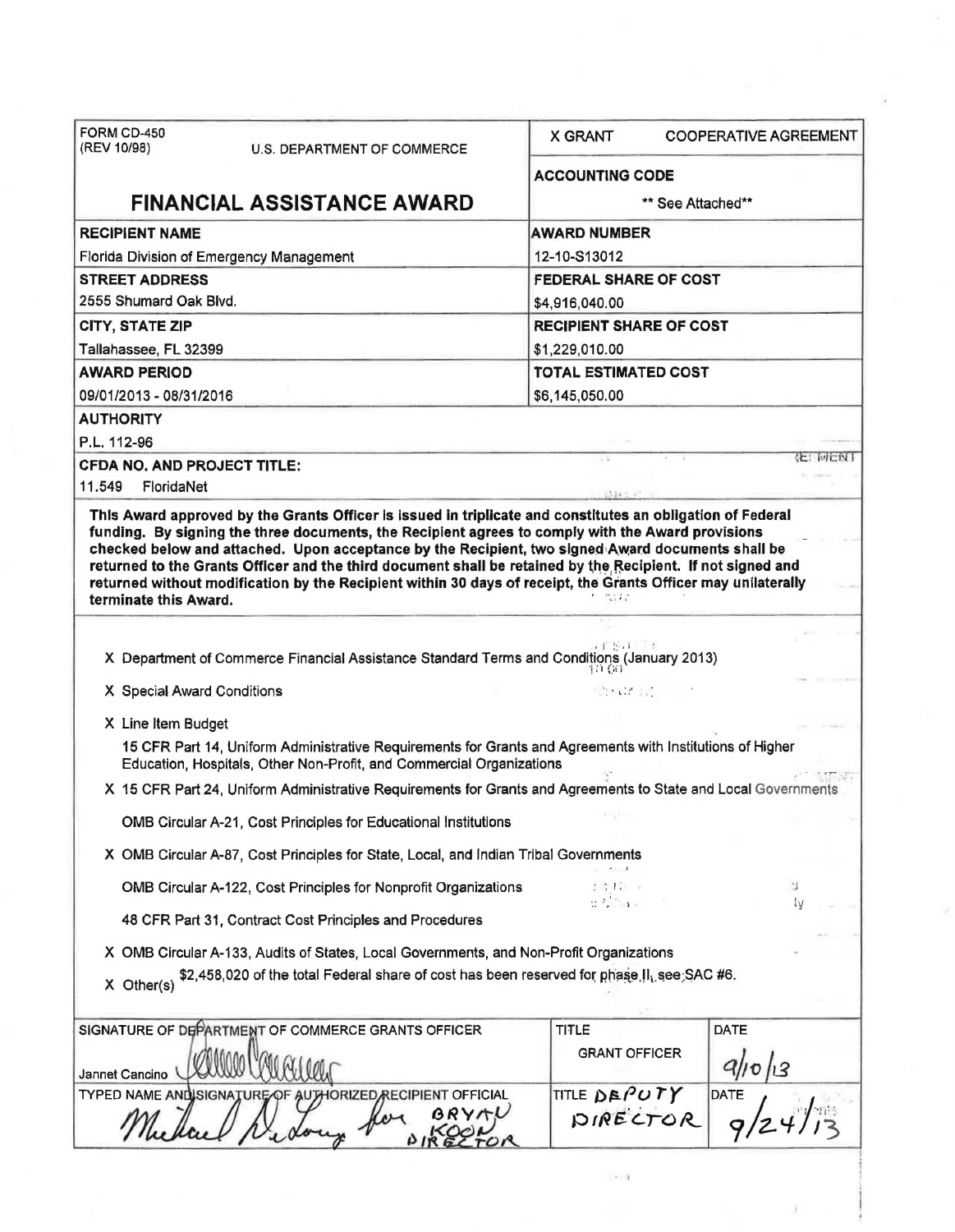| FORM CD-450 (REV 10/98) U.S. DEPARTMENT OF COMMERCE | X GRANT COOPERATIVE AGREEMENT |
|---|---|
| **FINANCIAL ASSISTANCE AWARD** | **ACCOUNTING CODE** ** See Attached** |
| **RECIPIENT NAME** Florida Division of Emergency Management | **AWARD NUMBER** 12-10-S13012 |
| **STREET ADDRESS** 2555 Shumard Oak Blvd. | **FEDERAL SHARE OF COST** $4,916,040.00 |
| **CITY, STATE ZIP** Tallahassee, FL 32399 | **RECIPIENT SHARE OF COST** $1,229,010.00 |
| **AWARD PERIOD** 09/01/2013 - 08/31/2016 | **TOTAL ESTIMATED COST** $6,145,050.00 |

**AUTHORITY**

P.L. 112-96

**CFDA NO. AND PROJECT TITLE:**

11.549 FloridaNet

**This Award approved by the Grants Officer is issued in triplicate and constitutes an obligation of Federal funding. By signing the three documents, the Recipient agrees to comply with the Award provisions checked below and attached. Upon acceptance by the Recipient, two signed Award documents shall be returned to the Grants Officer and the third document shall be retained by the Recipient. If not signed and returned without modification by the Recipient within 30 days of receipt, the Grants Officer may unilaterally terminate this Award.**

X Department of Commerce Financial Assistance Standard Terms and Conditions (January 2013)

X Special Award Conditions

X Line Item Budget

15 CFR Part 14, Uniform Administrative Requirements for Grants and Agreements with Institutions of Higher Education, Hospitals, Other Non-Profit, and Commercial Organizations

X 15 CFR Part 24, Uniform Administrative Requirements for Grants and Agreements to State and Local Governments

OMB Circular A-21, Cost Principles for Educational Institutions

X OMB Circular A-87, Cost Principles for State, Local, and Indian Tribal Governments

OMB Circular A-122, Cost Principles for Nonprofit Organizations

48 CFR Part 31, Contract Cost Principles and Procedures

X OMB Circular A-133, Audits of States, Local Governments, and Non-Profit Organizations

X Other(s) $2,458,020 of the total Federal share of cost has been reserved for phase II, see SAC #6.

| SIGNATURE OF DEPARTMENT OF COMMERCE GRANTS OFFICER | TITLE | DATE |
|---|---|---|
| Jannet Cancino | GRANT OFFICER | 9/10/13 |
| TYPED NAME AND SIGNATURE OF AUTHORIZED RECIPIENT OFFICIAL | TITLE | DATE |
| Michael DeLorenzo for Bryan Koon Director | DEPUTY DIRECTOR | 9/24/13 |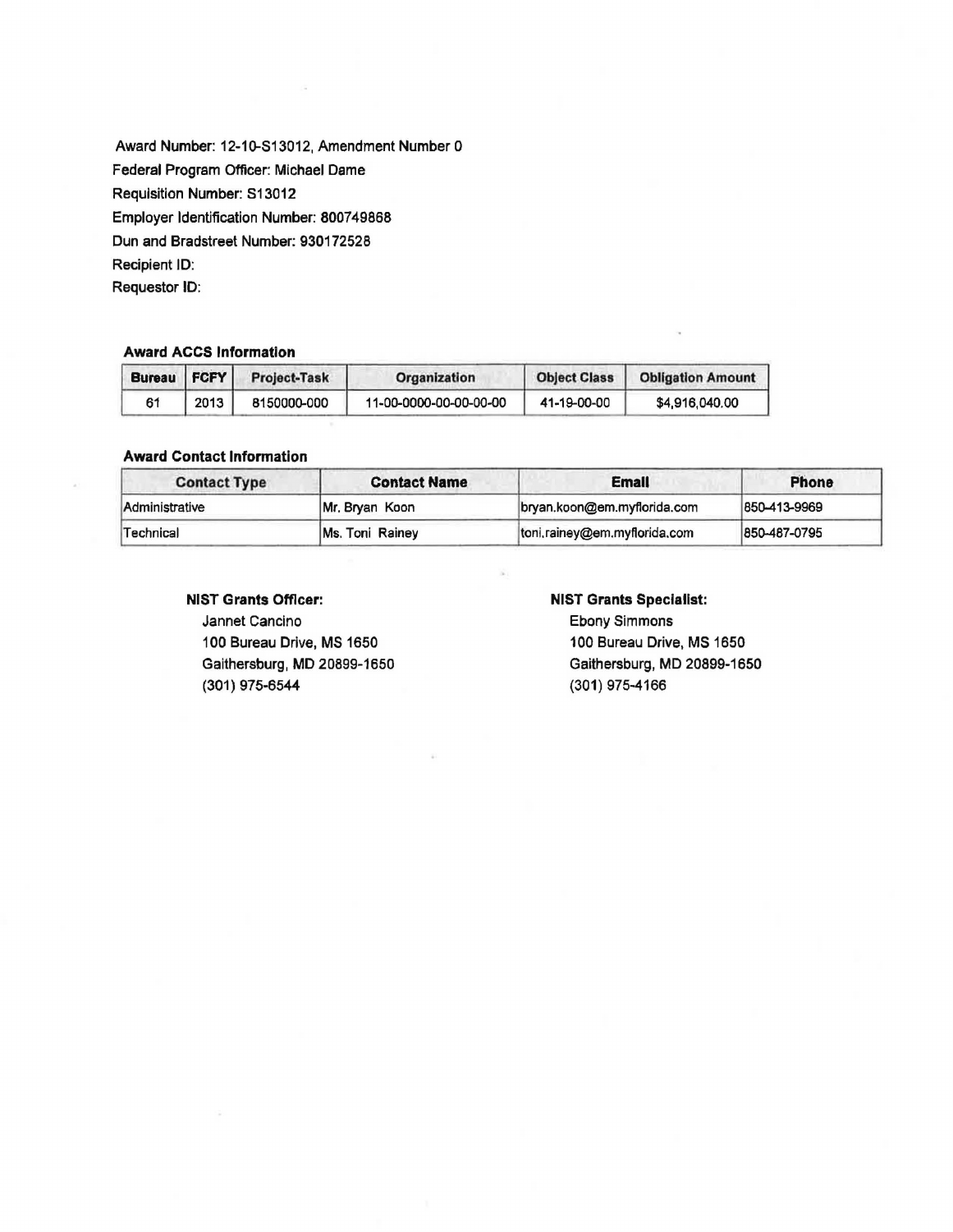Award Number: 12-10-S13012, Amendment Number 0

Federal Program Officer: Michael Dame

Requisition Number: S13012

Employer Identification Number: 800749868

Dun and Bradstreet Number: 930172528

Recipient ID:

Requestor ID:

**Award ACCS Information**

| Bureau | FCFY | Project-Task | Organization | Object Class | Obligation Amount |
|---|---|---|---|---|---|
| 61 | 2013 | 8150000-000 | 11-00-0000-00-00-00-00 | 41-19-00-00 | $4,916,040.00 |

**Award Contact Information**

| Contact Type | Contact Name | Email | Phone |
|---|---|---|---|
| Administrative | Mr. Bryan Koon | bryan.koon@em.myflorida.com | 850-413-9969 |
| Technical | Ms. Toni Rainey | toni.rainey@em.myflorida.com | 850-487-0795 |

**NIST Grants Officer:**
Jannet Cancino
100 Bureau Drive, MS 1650
Gaithersburg, MD 20899-1650
(301) 975-6544

**NIST Grants Specialist:**
Ebony Simmons
100 Bureau Drive, MS 1650
Gaithersburg, MD 20899-1650
(301) 975-4166